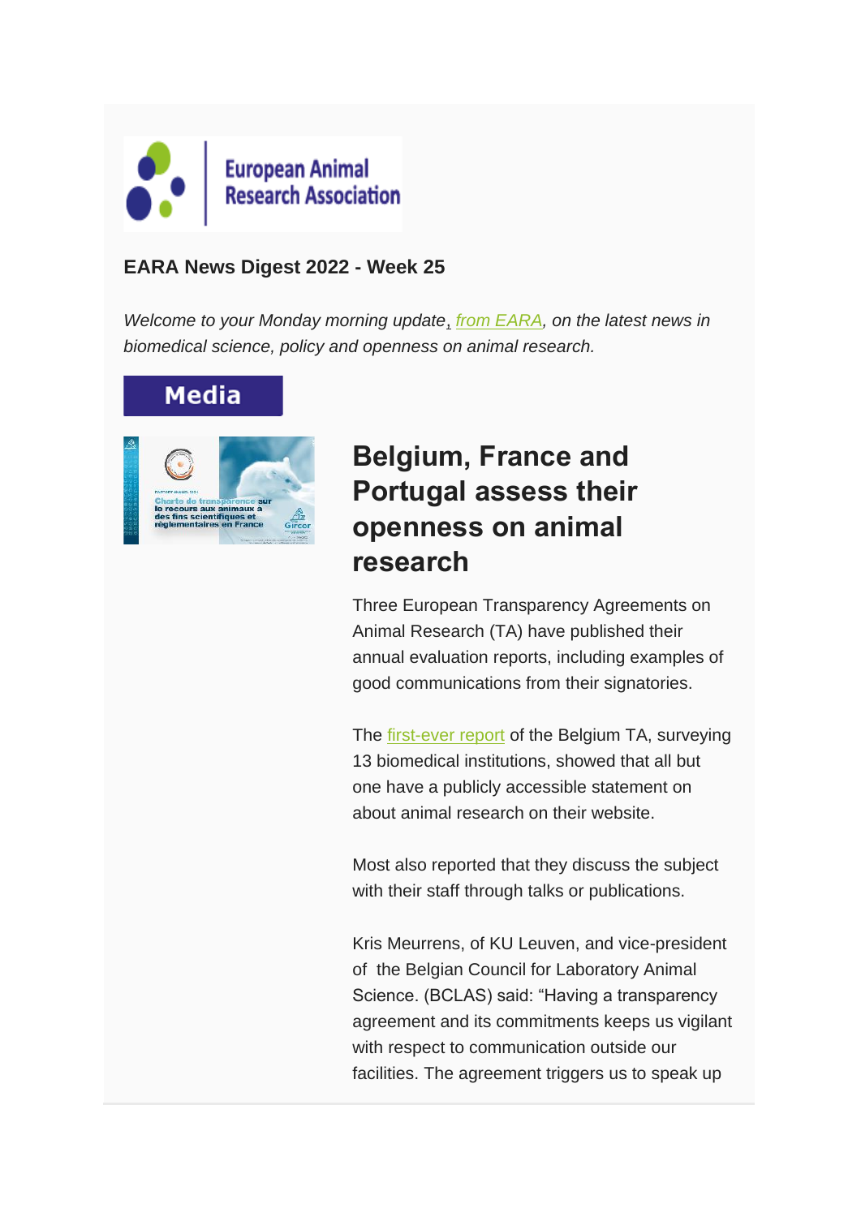European Animal Research Association

**EARA News Digest 2022 - Week 25**

*Welcome to your Monday morning update, from EARA, on the latest news in biomedical science, policy and openness on animal research.*

## Media

# Belgium, France and Portugal assess their openness on animal research

Three European Transparency Agreements on Animal Research (TA) have published their annual evaluation reports, including examples of good communications from their signatories.

The first-ever report of the Belgium TA, surveying 13 biomedical institutions, showed that all but one have a publicly accessible statement on about animal research on their website.

Most also reported that they discuss the subject with their staff through talks or publications.

Kris Meurrens, of KU Leuven, and vice-president of the Belgian Council for Laboratory Animal Science. (BCLAS) said: "Having a transparency agreement and its commitments keeps us vigilant with respect to communication outside our facilities. The agreement triggers us to speak up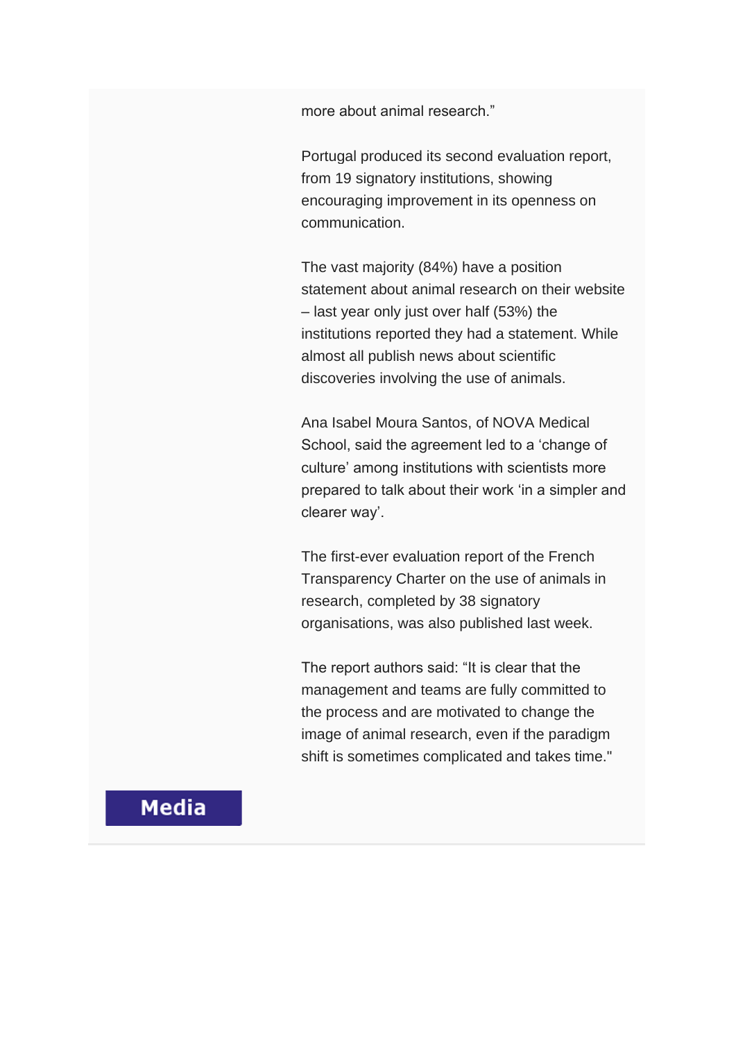more about animal research.”

Portugal produced its second evaluation report, from 19 signatory institutions, showing encouraging improvement in its openness on communication.

The vast majority (84%) have a position statement about animal research on their website – last year only just over half (53%) the institutions reported they had a statement. While almost all publish news about scientific discoveries involving the use of animals.

Ana Isabel Moura Santos, of NOVA Medical School, said the agreement led to a ‘change of culture’ among institutions with scientists more prepared to talk about their work ‘in a simpler and clearer way’.

The first-ever evaluation report of the French Transparency Charter on the use of animals in research, completed by 38 signatory organisations, was also published last week.

The report authors said: “It is clear that the management and teams are fully committed to the process and are motivated to change the image of animal research, even if the paradigm shift is sometimes complicated and takes time."

## Media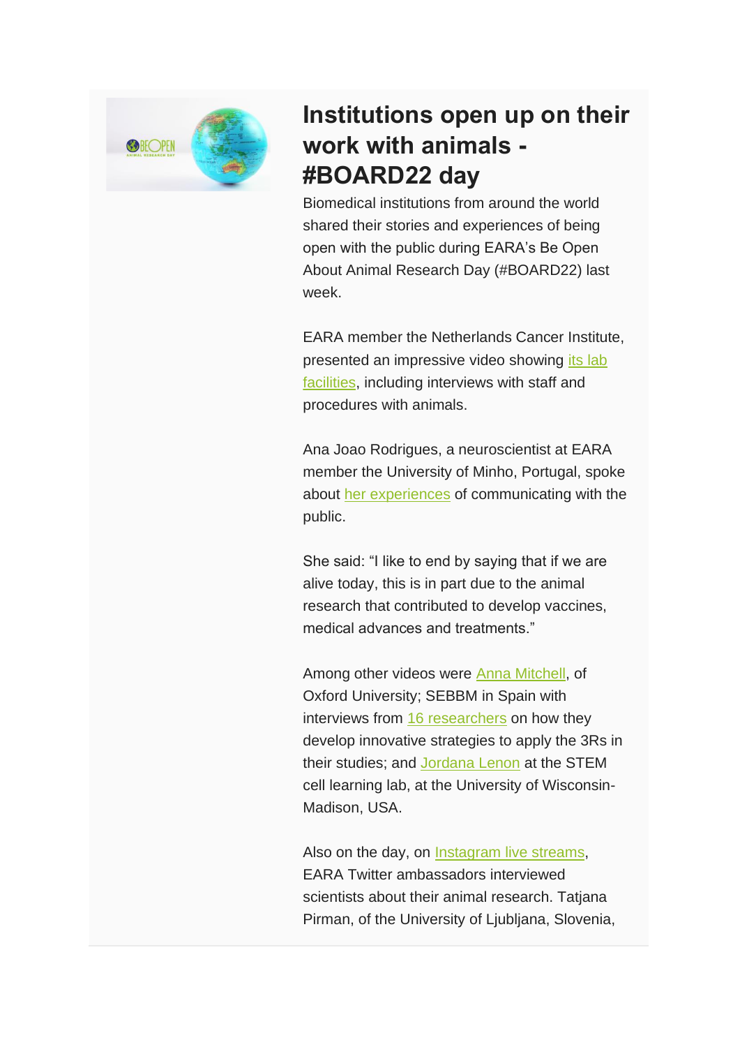# Institutions open up on their work with animals - #BOARD22 day

Biomedical institutions from around the world shared their stories and experiences of being open with the public during EARA's Be Open About Animal Research Day (#BOARD22) last week.

EARA member the Netherlands Cancer Institute, presented an impressive video showing its lab facilities, including interviews with staff and procedures with animals.

Ana Joao Rodrigues, a neuroscientist at EARA member the University of Minho, Portugal, spoke about her experiences of communicating with the public.

She said: "I like to end by saying that if we are alive today, this is in part due to the animal research that contributed to develop vaccines, medical advances and treatments."

Among other videos were Anna Mitchell, of Oxford University; SEBBM in Spain with interviews from 16 researchers on how they develop innovative strategies to apply the 3Rs in their studies; and Jordana Lenon at the STEM cell learning lab, at the University of Wisconsin-Madison, USA.

Also on the day, on Instagram live streams, EARA Twitter ambassadors interviewed scientists about their animal research. Tatjana Pirman, of the University of Ljubljana, Slovenia,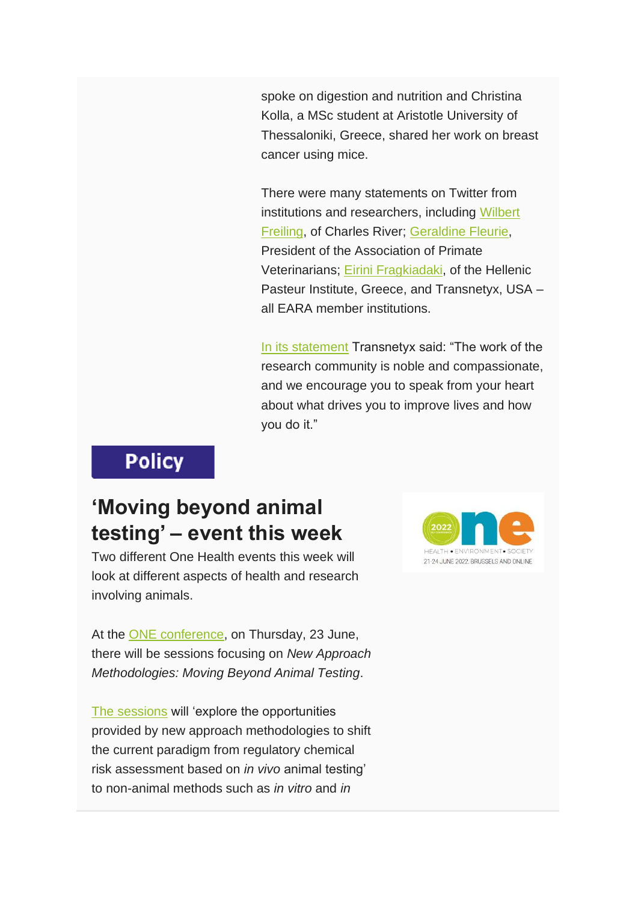spoke on digestion and nutrition and Christina Kolla, a MSc student at Aristotle University of Thessaloniki, Greece, shared her work on breast cancer using mice.

There were many statements on Twitter from institutions and researchers, including Wilbert Freiling, of Charles River; Geraldine Fleurie, President of the Association of Primate Veterinarians; Eirini Fragkiadaki, of the Hellenic Pasteur Institute, Greece, and Transnetyx, USA – all EARA member institutions.

In its statement Transnetyx said: "The work of the research community is noble and compassionate, and we encourage you to speak from your heart about what drives you to improve lives and how you do it."

**Policy**

## 'Moving beyond animal testing' – event this week

Two different One Health events this week will look at different aspects of health and research involving animals.

At the ONE conference, on Thursday, 23 June, there will be sessions focusing on *New Approach Methodologies: Moving Beyond Animal Testing*.

The sessions will 'explore the opportunities provided by new approach methodologies to shift the current paradigm from regulatory chemical risk assessment based on *in vivo* animal testing' to non-animal methods such as *in vitro* and *in*

2022 one
HEALTH • ENVIRONMENT • SOCIETY
21-24 JUNE 2022, BRUSSELS AND ONLINE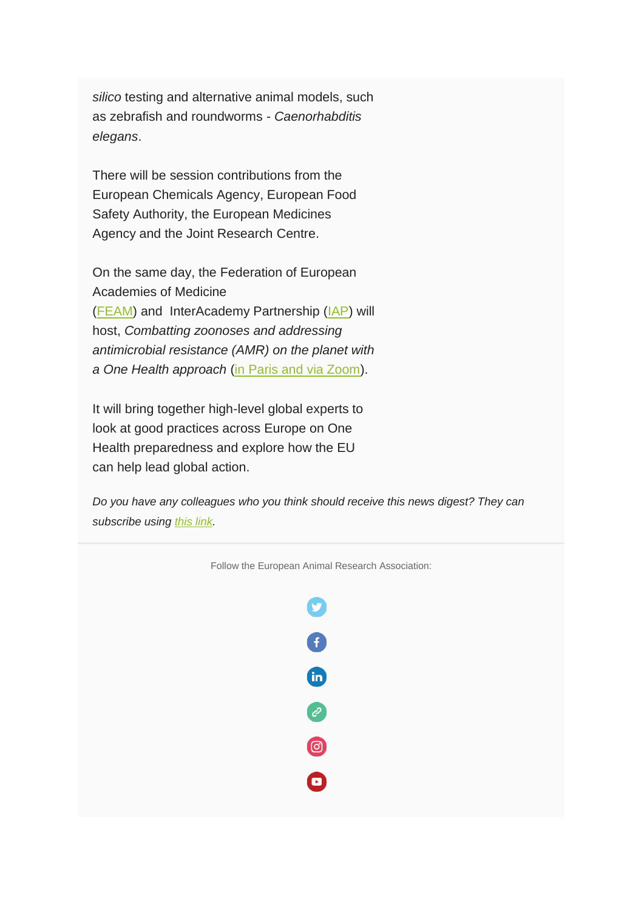*silico* testing and alternative animal models, such as zebrafish and roundworms - *Caenorhabditis elegans*.

There will be session contributions from the European Chemicals Agency, European Food Safety Authority, the European Medicines Agency and the Joint Research Centre.

On the same day, the Federation of European Academies of Medicine (FEAM) and InterAcademy Partnership (IAP) will host, *Combatting zoonoses and addressing antimicrobial resistance (AMR) on the planet with a One Health approach* (in Paris and via Zoom).

It will bring together high-level global experts to look at good practices across Europe on One Health preparedness and explore how the EU can help lead global action.

*Do you have any colleagues who you think should receive this news digest? They can subscribe using this link.*

Follow the European Animal Research Association: